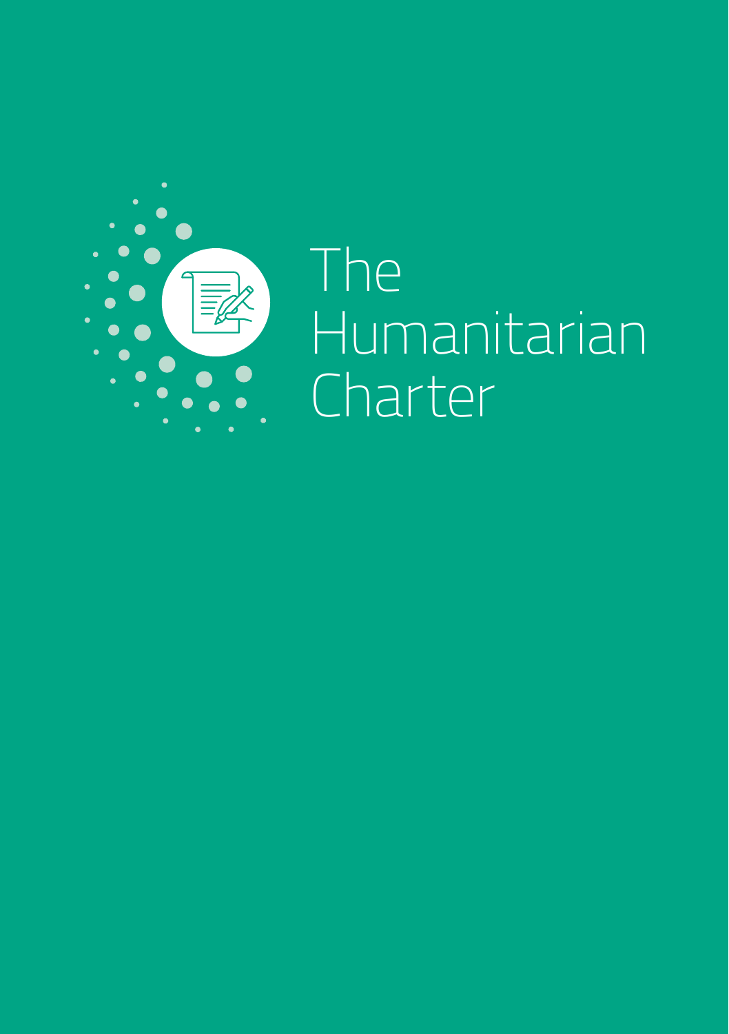# The Humanitarian Charter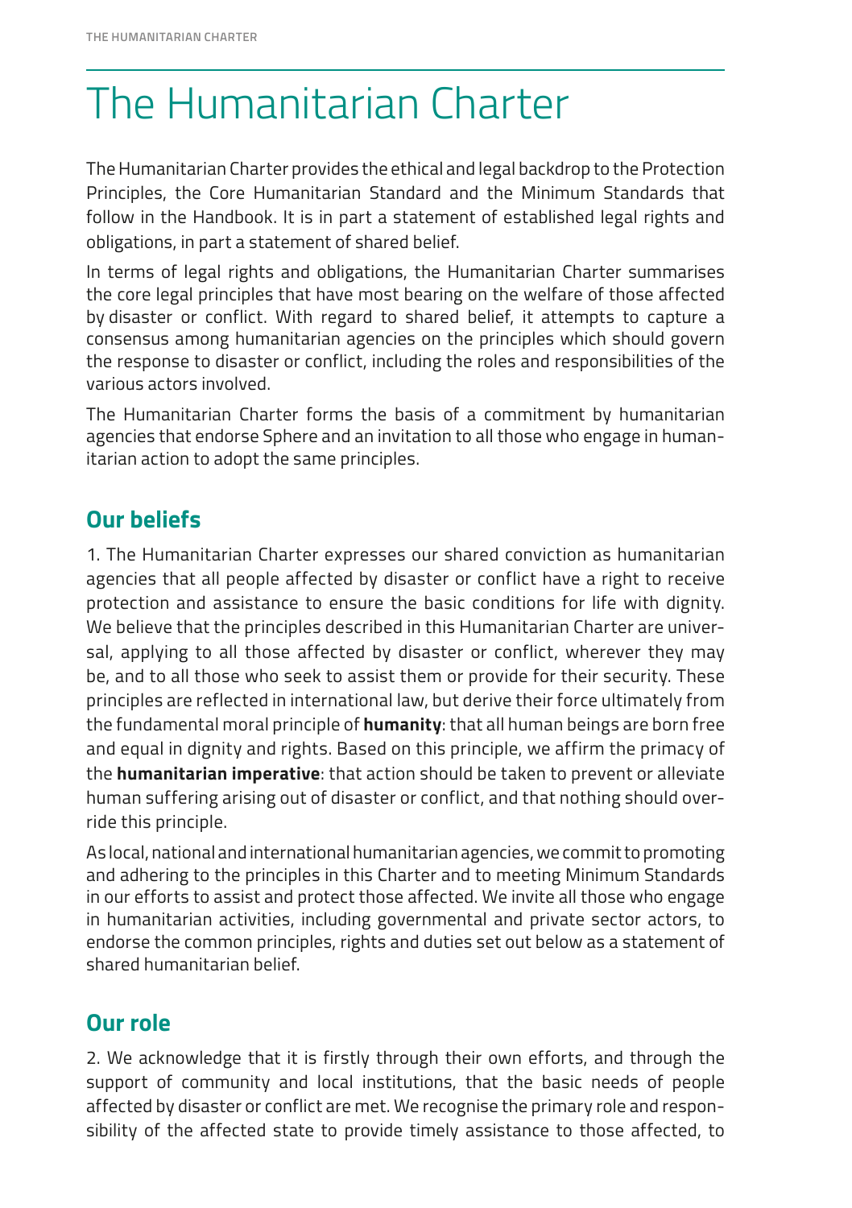# The Humanitarian Charter

The Humanitarian Charter provides the ethical and legal backdrop to the Protection Principles, the Core Humanitarian Standard and the Minimum Standards that follow in the Handbook. It is in part a statement of established legal rights and obligations, in part a statement of shared belief.

In terms of legal rights and obligations, the Humanitarian Charter summarises the core legal principles that have most bearing on the welfare of those affected by disaster or conflict. With regard to shared belief, it attempts to capture a consensus among humanitarian agencies on the principles which should govern the response to disaster or conflict, including the roles and responsibilities of the various actors involved.

The Humanitarian Charter forms the basis of a commitment by humanitarian agencies that endorse Sphere and an invitation to all those who engage in humanitarian action to adopt the same principles.

## Our beliefs

1. The Humanitarian Charter expresses our shared conviction as humanitarian agencies that all people affected by disaster or conflict have a right to receive protection and assistance to ensure the basic conditions for life with dignity. We believe that the principles described in this Humanitarian Charter are universal, applying to all those affected by disaster or conflict, wherever they may be, and to all those who seek to assist them or provide for their security. These principles are reflected in international law, but derive their force ultimately from the fundamental moral principle of **humanity**: that all human beings are born free and equal in dignity and rights. Based on this principle, we affirm the primacy of the **humanitarian imperative**: that action should be taken to prevent or alleviate human suffering arising out of disaster or conflict, and that nothing should override this principle.

As local, national and international humanitarian agencies, we commit to promoting and adhering to the principles in this Charter and to meeting Minimum Standards in our efforts to assist and protect those affected. We invite all those who engage in humanitarian activities, including governmental and private sector actors, to endorse the common principles, rights and duties set out below as a statement of shared humanitarian belief.

## Our role

2. We acknowledge that it is firstly through their own efforts, and through the support of community and local institutions, that the basic needs of people affected by disaster or conflict are met. We recognise the primary role and responsibility of the affected state to provide timely assistance to those affected, to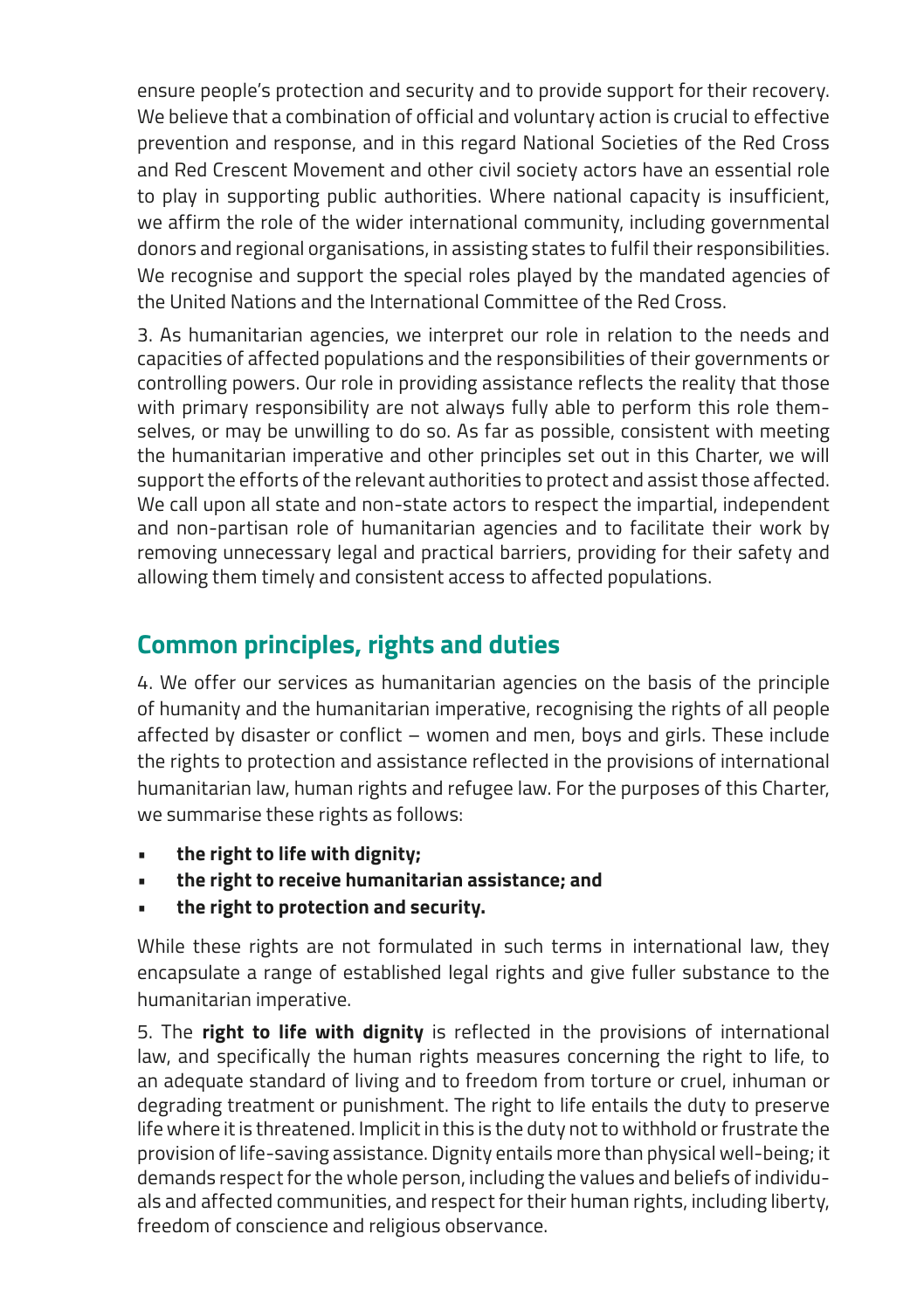ensure people's protection and security and to provide support for their recovery. We believe that a combination of official and voluntary action is crucial to effective prevention and response, and in this regard National Societies of the Red Cross and Red Crescent Movement and other civil society actors have an essential role to play in supporting public authorities. Where national capacity is insufficient, we affirm the role of the wider international community, including governmental donors and regional organisations, in assisting states to fulfil their responsibilities. We recognise and support the special roles played by the mandated agencies of the United Nations and the International Committee of the Red Cross.

3. As humanitarian agencies, we interpret our role in relation to the needs and capacities of affected populations and the responsibilities of their governments or controlling powers. Our role in providing assistance reflects the reality that those with primary responsibility are not always fully able to perform this role themselves, or may be unwilling to do so. As far as possible, consistent with meeting the humanitarian imperative and other principles set out in this Charter, we will support the efforts of the relevant authorities to protect and assist those affected. We call upon all state and non-state actors to respect the impartial, independent and non-partisan role of humanitarian agencies and to facilitate their work by removing unnecessary legal and practical barriers, providing for their safety and allowing them timely and consistent access to affected populations.

## Common principles, rights and duties

4. We offer our services as humanitarian agencies on the basis of the principle of humanity and the humanitarian imperative, recognising the rights of all people affected by disaster or conflict – women and men, boys and girls. These include the rights to protection and assistance reflected in the provisions of international humanitarian law, human rights and refugee law. For the purposes of this Charter, we summarise these rights as follows:

- **the right to life with dignity;**
- **the right to receive humanitarian assistance; and**
- **the right to protection and security.**

While these rights are not formulated in such terms in international law, they encapsulate a range of established legal rights and give fuller substance to the humanitarian imperative.

5. The **right to life with dignity** is reflected in the provisions of international law, and specifically the human rights measures concerning the right to life, to an adequate standard of living and to freedom from torture or cruel, inhuman or degrading treatment or punishment. The right to life entails the duty to preserve life where it is threatened. Implicit in this is the duty not to withhold or frustrate the provision of life-saving assistance. Dignity entails more than physical well-being; it demands respect for the whole person, including the values and beliefs of individuals and affected communities, and respect for their human rights, including liberty, freedom of conscience and religious observance.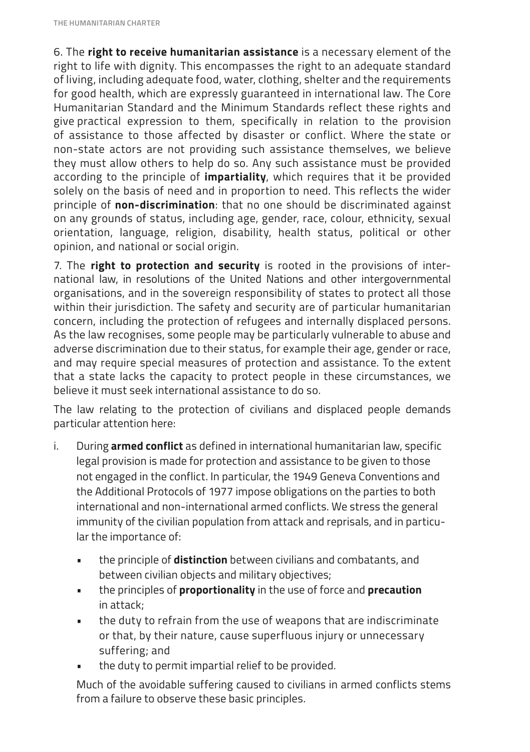6. The **right to receive humanitarian assistance** is a necessary element of the right to life with dignity. This encompasses the right to an adequate standard of living, including adequate food, water, clothing, shelter and the requirements for good health, which are expressly guaranteed in international law. The Core Humanitarian Standard and the Minimum Standards reflect these rights and give practical expression to them, specifically in relation to the provision of assistance to those affected by disaster or conflict. Where the state or non-state actors are not providing such assistance themselves, we believe they must allow others to help do so. Any such assistance must be provided according to the principle of **impartiality**, which requires that it be provided solely on the basis of need and in proportion to need. This reflects the wider principle of **non-discrimination**: that no one should be discriminated against on any grounds of status, including age, gender, race, colour, ethnicity, sexual orientation, language, religion, disability, health status, political or other opinion, and national or social origin.

7. The **right to protection and security** is rooted in the provisions of international law, in resolutions of the United Nations and other intergovernmental organisations, and in the sovereign responsibility of states to protect all those within their jurisdiction. The safety and security are of particular humanitarian concern, including the protection of refugees and internally displaced persons. As the law recognises, some people may be particularly vulnerable to abuse and adverse discrimination due to their status, for example their age, gender or race, and may require special measures of protection and assistance. To the extent that a state lacks the capacity to protect people in these circumstances, we believe it must seek international assistance to do so.

The law relating to the protection of civilians and displaced people demands particular attention here:

i. During **armed conflict** as defined in international humanitarian law, specific legal provision is made for protection and assistance to be given to those not engaged in the conflict. In particular, the 1949 Geneva Conventions and the Additional Protocols of 1977 impose obligations on the parties to both international and non-international armed conflicts. We stress the general immunity of the civilian population from attack and reprisals, and in particular the importance of:

   - the principle of **distinction** between civilians and combatants, and between civilian objects and military objectives;
   - the principles of **proportionality** in the use of force and **precaution** in attack;
   - the duty to refrain from the use of weapons that are indiscriminate or that, by their nature, cause superfluous injury or unnecessary suffering; and
   - the duty to permit impartial relief to be provided.

   Much of the avoidable suffering caused to civilians in armed conflicts stems from a failure to observe these basic principles.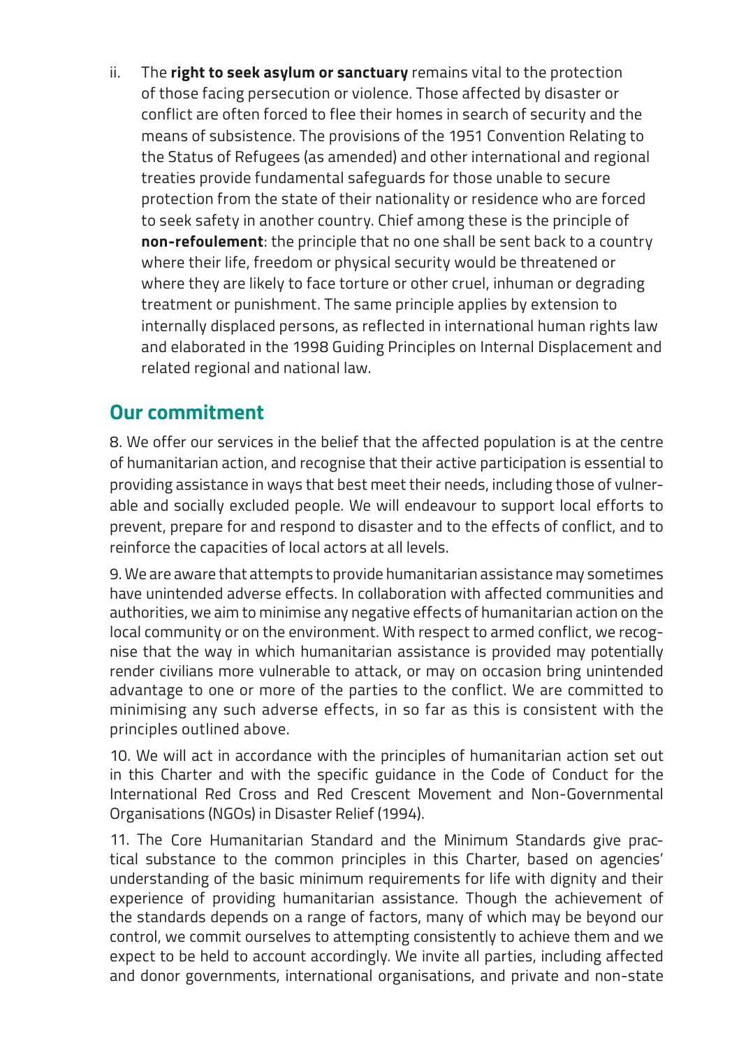ii. The **right to seek asylum or sanctuary** remains vital to the protection of those facing persecution or violence. Those affected by disaster or conflict are often forced to flee their homes in search of security and the means of subsistence. The provisions of the 1951 Convention Relating to the Status of Refugees (as amended) and other international and regional treaties provide fundamental safeguards for those unable to secure protection from the state of their nationality or residence who are forced to seek safety in another country. Chief among these is the principle of **non-refoulement**: the principle that no one shall be sent back to a country where their life, freedom or physical security would be threatened or where they are likely to face torture or other cruel, inhuman or degrading treatment or punishment. The same principle applies by extension to internally displaced persons, as reflected in international human rights law and elaborated in the 1998 Guiding Principles on Internal Displacement and related regional and national law.

## Our commitment

8. We offer our services in the belief that the affected population is at the centre of humanitarian action, and recognise that their active participation is essential to providing assistance in ways that best meet their needs, including those of vulnerable and socially excluded people. We will endeavour to support local efforts to prevent, prepare for and respond to disaster and to the effects of conflict, and to reinforce the capacities of local actors at all levels.

9. We are aware that attempts to provide humanitarian assistance may sometimes have unintended adverse effects. In collaboration with affected communities and authorities, we aim to minimise any negative effects of humanitarian action on the local community or on the environment. With respect to armed conflict, we recognise that the way in which humanitarian assistance is provided may potentially render civilians more vulnerable to attack, or may on occasion bring unintended advantage to one or more of the parties to the conflict. We are committed to minimising any such adverse effects, in so far as this is consistent with the principles outlined above.

10. We will act in accordance with the principles of humanitarian action set out in this Charter and with the specific guidance in the Code of Conduct for the International Red Cross and Red Crescent Movement and Non-Governmental Organisations (NGOs) in Disaster Relief (1994).

11. The Core Humanitarian Standard and the Minimum Standards give practical substance to the common principles in this Charter, based on agencies' understanding of the basic minimum requirements for life with dignity and their experience of providing humanitarian assistance. Though the achievement of the standards depends on a range of factors, many of which may be beyond our control, we commit ourselves to attempting consistently to achieve them and we expect to be held to account accordingly. We invite all parties, including affected and donor governments, international organisations, and private and non-state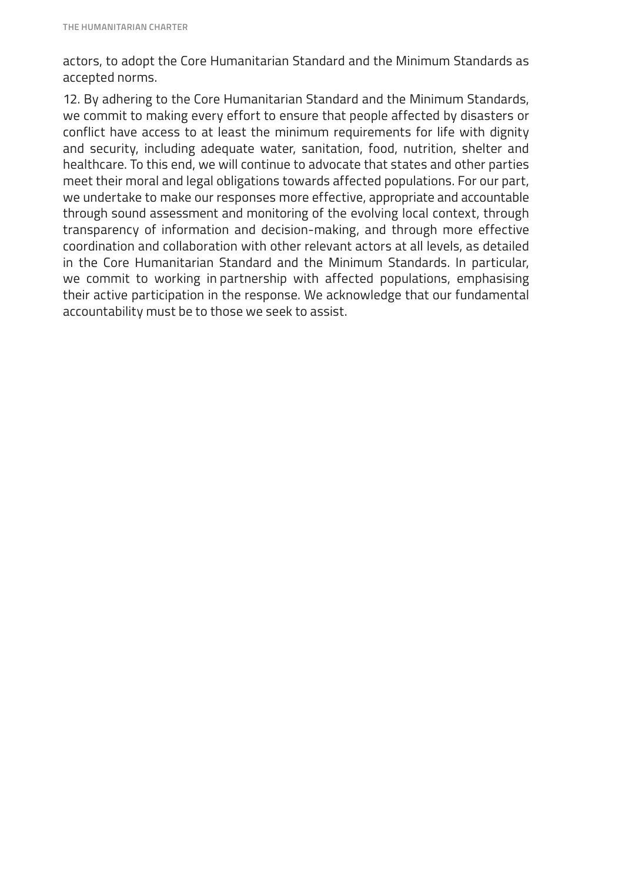actors, to adopt the Core Humanitarian Standard and the Minimum Standards as accepted norms.

12. By adhering to the Core Humanitarian Standard and the Minimum Standards, we commit to making every effort to ensure that people affected by disasters or conflict have access to at least the minimum requirements for life with dignity and security, including adequate water, sanitation, food, nutrition, shelter and healthcare. To this end, we will continue to advocate that states and other parties meet their moral and legal obligations towards affected populations. For our part, we undertake to make our responses more effective, appropriate and accountable through sound assessment and monitoring of the evolving local context, through transparency of information and decision-making, and through more effective coordination and collaboration with other relevant actors at all levels, as detailed in the Core Humanitarian Standard and the Minimum Standards. In particular, we commit to working in partnership with affected populations, emphasising their active participation in the response. We acknowledge that our fundamental accountability must be to those we seek to assist.